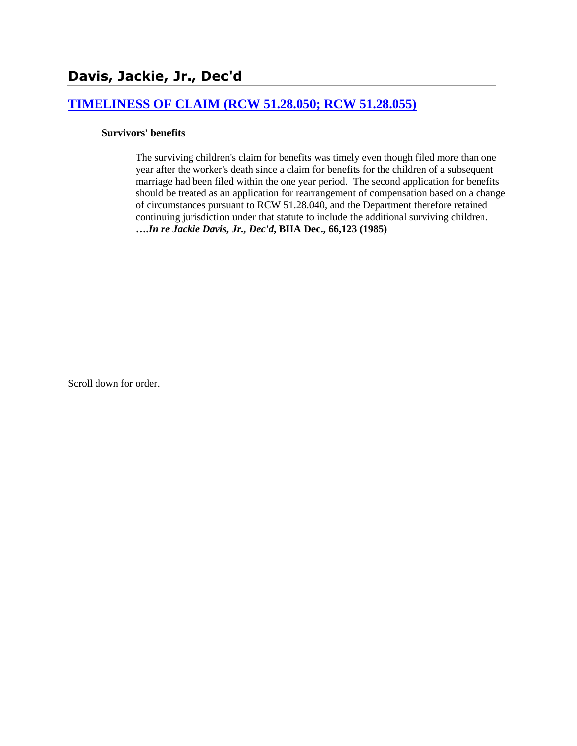## Davis, Jackie, Jr., Dec'd

### [TIMELINESS OF CLAIM (RCW 51.28.050; RCW 51.28.055)]

**Survivors' benefits**

The surviving children's claim for benefits was timely even though filed more than one year after the worker's death since a claim for benefits for the children of a subsequent marriage had been filed within the one year period. The second application for benefits should be treated as an application for rearrangement of compensation based on a change of circumstances pursuant to RCW 51.28.040, and the Department therefore retained continuing jurisdiction under that statute to include the additional surviving children. ***….In re Jackie Davis, Jr., Dec'd*, BIIA Dec., 66,123 (1985)**

Scroll down for order.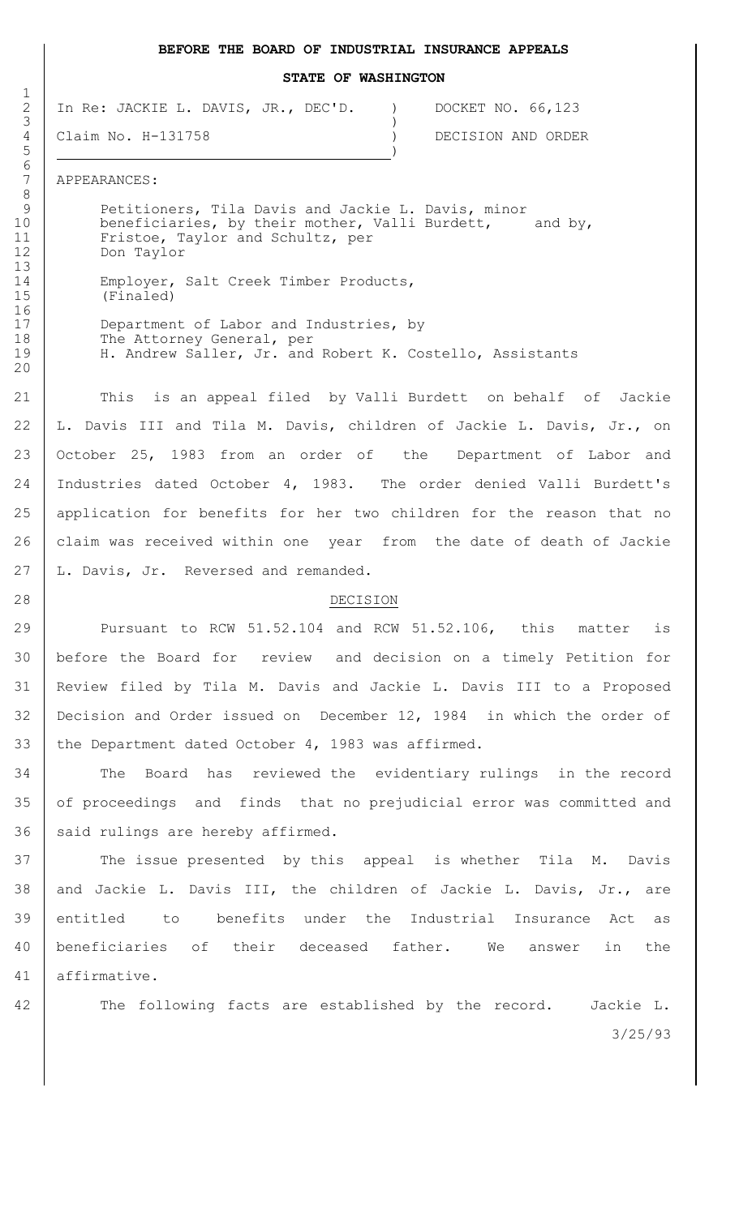**BEFORE THE BOARD OF INDUSTRIAL INSURANCE APPEALS**

**STATE OF WASHINGTON**

| | | |
|---|---|---|
| In Re: JACKIE L. DAVIS, JR., DEC'D. | ) | DOCKET NO. 66,123 |
| | ) | |
| Claim No. H-131758 | ) | DECISION AND ORDER |

APPEARANCES:

Petitioners, Tila Davis and Jackie L. Davis, minor beneficiaries, by their mother, Valli Burdett, and by, Fristoe, Taylor and Schultz, per Don Taylor

Employer, Salt Creek Timber Products, (Finaled)

Department of Labor and Industries, by The Attorney General, per H. Andrew Saller, Jr. and Robert K. Costello, Assistants

This is an appeal filed by Valli Burdett on behalf of Jackie L. Davis III and Tila M. Davis, children of Jackie L. Davis, Jr., on October 25, 1983 from an order of the Department of Labor and Industries dated October 4, 1983. The order denied Valli Burdett's application for benefits for her two children for the reason that no claim was received within one year from the date of death of Jackie L. Davis, Jr. Reversed and remanded.

DECISION

Pursuant to RCW 51.52.104 and RCW 51.52.106, this matter is before the Board for review and decision on a timely Petition for Review filed by Tila M. Davis and Jackie L. Davis III to a Proposed Decision and Order issued on December 12, 1984 in which the order of the Department dated October 4, 1983 was affirmed.

The Board has reviewed the evidentiary rulings in the record of proceedings and finds that no prejudicial error was committed and said rulings are hereby affirmed.

The issue presented by this appeal is whether Tila M. Davis and Jackie L. Davis III, the children of Jackie L. Davis, Jr., are entitled to benefits under the Industrial Insurance Act as beneficiaries of their deceased father. We answer in the affirmative.

The following facts are established by the record. Jackie L.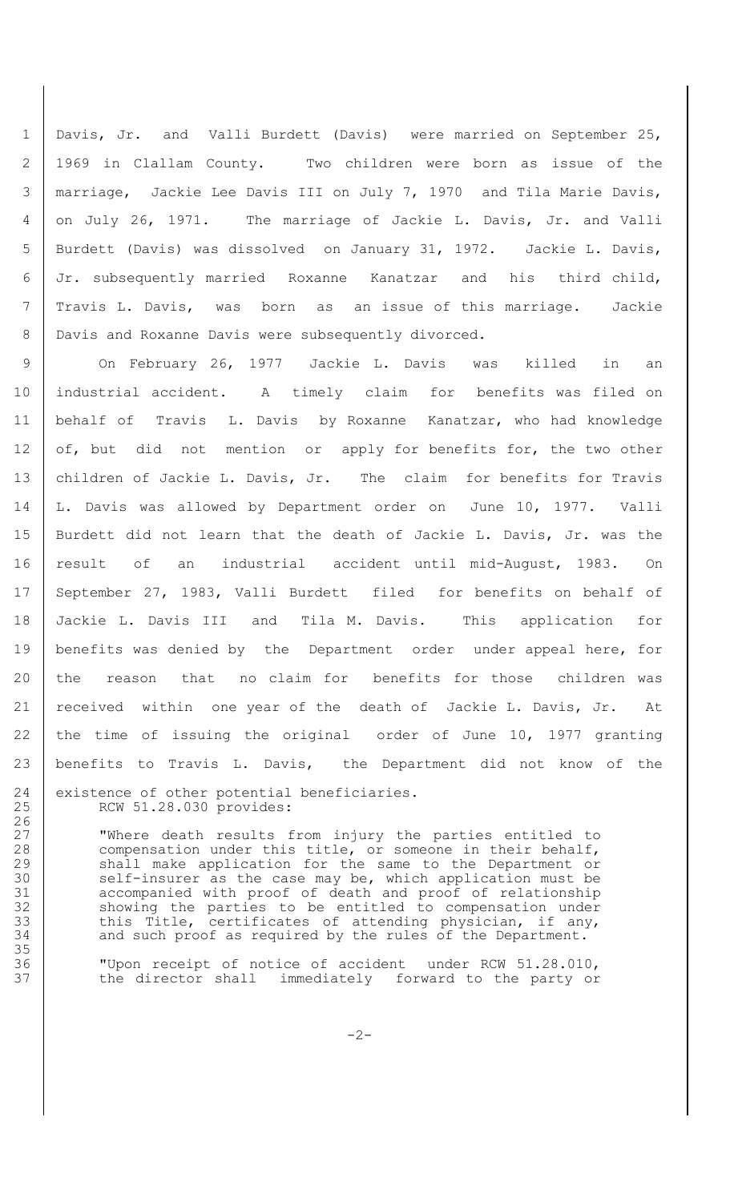Davis, Jr. and Valli Burdett (Davis) were married on September 25, 1969 in Clallam County. Two children were born as issue of the marriage, Jackie Lee Davis III on July 7, 1970 and Tila Marie Davis, on July 26, 1971. The marriage of Jackie L. Davis, Jr. and Valli Burdett (Davis) was dissolved on January 31, 1972. Jackie L. Davis, Jr. subsequently married Roxanne Kanatzar and his third child, Travis L. Davis, was born as an issue of this marriage. Jackie Davis and Roxanne Davis were subsequently divorced.

On February 26, 1977 Jackie L. Davis was killed in an industrial accident. A timely claim for benefits was filed on behalf of Travis L. Davis by Roxanne Kanatzar, who had knowledge of, but did not mention or apply for benefits for, the two other children of Jackie L. Davis, Jr. The claim for benefits for Travis L. Davis was allowed by Department order on June 10, 1977. Valli Burdett did not learn that the death of Jackie L. Davis, Jr. was the result of an industrial accident until mid-August, 1983. On September 27, 1983, Valli Burdett filed for benefits on behalf of Jackie L. Davis III and Tila M. Davis. This application for benefits was denied by the Department order under appeal here, for the reason that no claim for benefits for those children was received within one year of the death of Jackie L. Davis, Jr. At the time of issuing the original order of June 10, 1977 granting benefits to Travis L. Davis, the Department did not know of the existence of other potential beneficiaries.

RCW 51.28.030 provides:

> "Where death results from injury the parties entitled to compensation under this title, or someone in their behalf, shall make application for the same to the Department or self-insurer as the case may be, which application must be accompanied with proof of death and proof of relationship showing the parties to be entitled to compensation under this Title, certificates of attending physician, if any, and such proof as required by the rules of the Department.
>
> "Upon receipt of notice of accident under RCW 51.28.010, the director shall immediately forward to the party or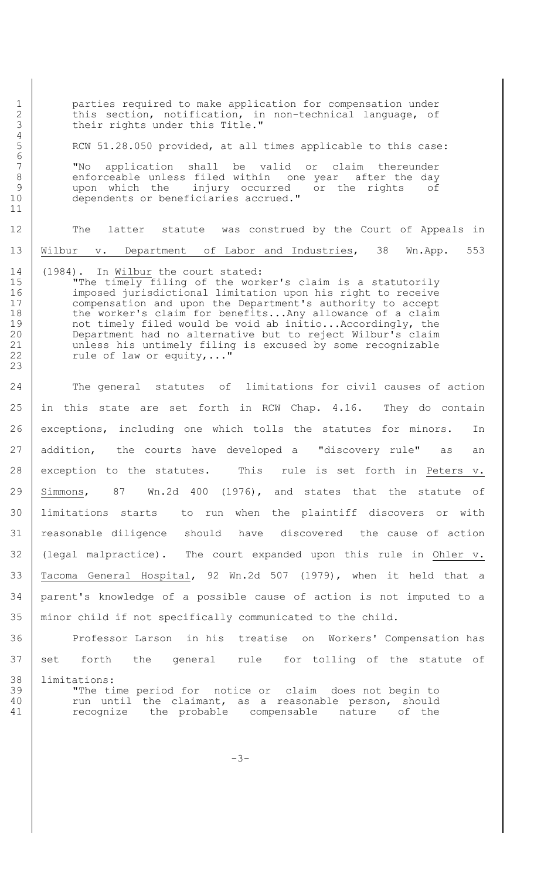parties required to make application for compensation under this section, notification, in non-technical language, of their rights under this Title."

RCW 51.28.050 provided, at all times applicable to this case:

> "No application shall be valid or claim thereunder enforceable unless filed within one year after the day upon which the injury occurred or the rights of dependents or beneficiaries accrued."

The latter statute was construed by the Court of Appeals in Wilbur v. Department of Labor and Industries, 38 Wn.App. 553 (1984). In Wilbur the court stated:

> "The timely filing of the worker's claim is a statutorily imposed jurisdictional limitation upon his right to receive compensation and upon the Department's authority to accept the worker's claim for benefits...Any allowance of a claim not timely filed would be void ab initio...Accordingly, the Department had no alternative but to reject Wilbur's claim unless his untimely filing is excused by some recognizable rule of law or equity,..."

The general statutes of limitations for civil causes of action in this state are set forth in RCW Chap. 4.16. They do contain exceptions, including one which tolls the statutes for minors. In addition, the courts have developed a "discovery rule" as an exception to the statutes. This rule is set forth in Peters v. Simmons, 87 Wn.2d 400 (1976), and states that the statute of limitations starts to run when the plaintiff discovers or with reasonable diligence should have discovered the cause of action (legal malpractice). The court expanded upon this rule in Ohler v. Tacoma General Hospital, 92 Wn.2d 507 (1979), when it held that a parent's knowledge of a possible cause of action is not imputed to a minor child if not specifically communicated to the child.

Professor Larson in his treatise on Workers' Compensation has set forth the general rule for tolling of the statute of limitations:

> "The time period for notice or claim does not begin to run until the claimant, as a reasonable person, should recognize the probable compensable nature of the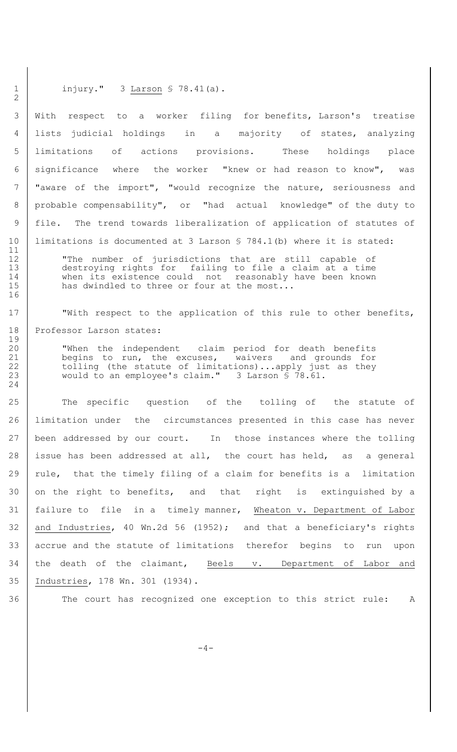injury." 3 Larson § 78.41(a).

With respect to a worker filing for benefits, Larson's treatise lists judicial holdings in a majority of states, analyzing limitations of actions provisions. These holdings place significance where the worker "knew or had reason to know", was "aware of the import", "would recognize the nature, seriousness and probable compensability", or "had actual knowledge" of the duty to file. The trend towards liberalization of application of statutes of limitations is documented at 3 Larson § 784.1(b) where it is stated:

> "The number of jurisdictions that are still capable of destroying rights for failing to file a claim at a time when its existence could not reasonably have been known has dwindled to three or four at the most...

"With respect to the application of this rule to other benefits, Professor Larson states:

> "When the independent claim period for death benefits begins to run, the excuses, waivers and grounds for tolling (the statute of limitations)...apply just as they would to an employee's claim." 3 Larson § 78.61.

The specific question of the tolling of the statute of limitation under the circumstances presented in this case has never been addressed by our court. In those instances where the tolling issue has been addressed at all, the court has held, as a general rule, that the timely filing of a claim for benefits is a limitation on the right to benefits, and that right is extinguished by a failure to file in a timely manner, Wheaton v. Department of Labor and Industries, 40 Wn.2d 56 (1952); and that a beneficiary's rights accrue and the statute of limitations therefor begins to run upon the death of the claimant, Beels v. Department of Labor and Industries, 178 Wn. 301 (1934).

The court has recognized one exception to this strict rule: A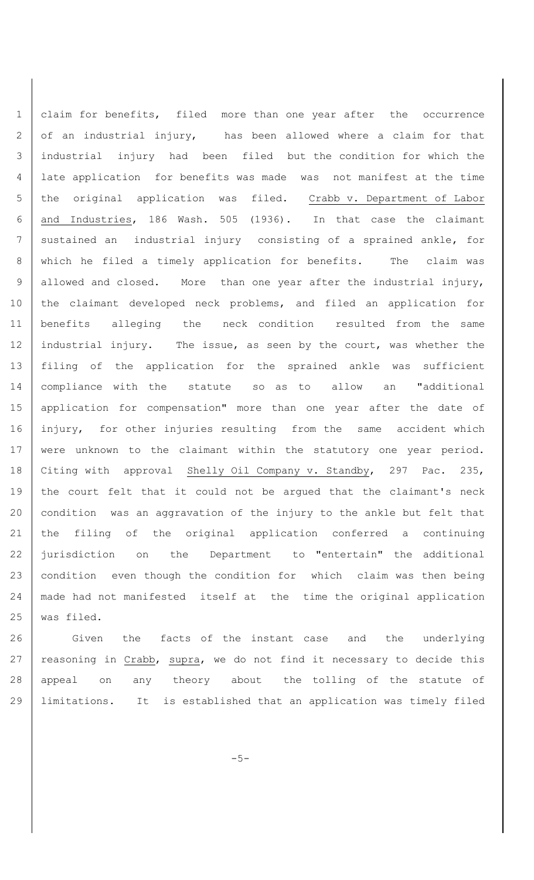claim for benefits, filed more than one year after the occurrence of an industrial injury, has been allowed where a claim for that industrial injury had been filed but the condition for which the late application for benefits was made was not manifest at the time the original application was filed. Crabb v. Department of Labor and Industries, 186 Wash. 505 (1936). In that case the claimant sustained an industrial injury consisting of a sprained ankle, for which he filed a timely application for benefits. The claim was allowed and closed. More than one year after the industrial injury, the claimant developed neck problems, and filed an application for benefits alleging the neck condition resulted from the same industrial injury. The issue, as seen by the court, was whether the filing of the application for the sprained ankle was sufficient compliance with the statute so as to allow an "additional application for compensation" more than one year after the date of injury, for other injuries resulting from the same accident which were unknown to the claimant within the statutory one year period. Citing with approval Shelly Oil Company v. Standby, 297 Pac. 235, the court felt that it could not be argued that the claimant's neck condition was an aggravation of the injury to the ankle but felt that the filing of the original application conferred a continuing jurisdiction on the Department to "entertain" the additional condition even though the condition for which claim was then being made had not manifested itself at the time the original application was filed.

Given the facts of the instant case and the underlying reasoning in Crabb, supra, we do not find it necessary to decide this appeal on any theory about the tolling of the statute of limitations. It is established that an application was timely filed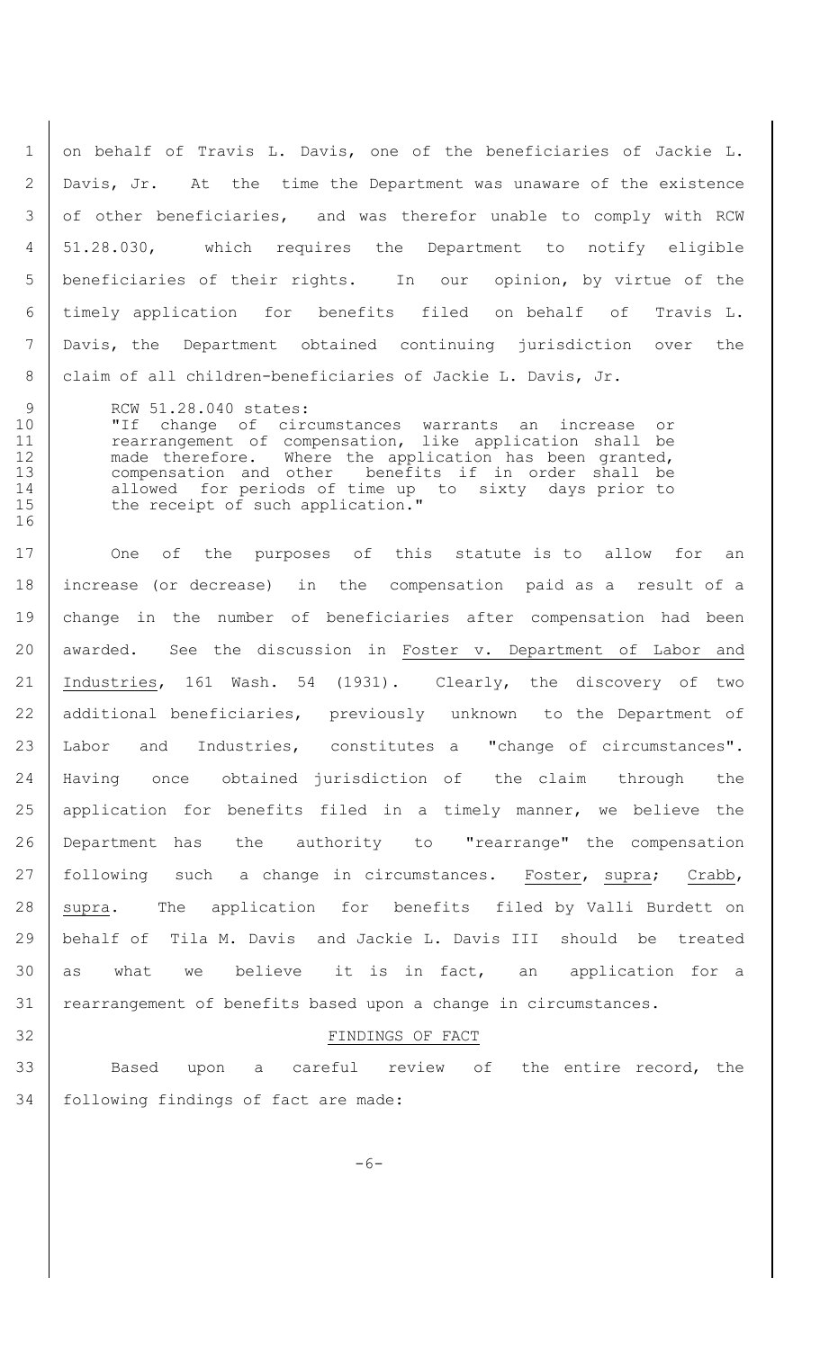on behalf of Travis L. Davis, one of the beneficiaries of Jackie L. Davis, Jr. At the time the Department was unaware of the existence of other beneficiaries, and was therefor unable to comply with RCW 51.28.030, which requires the Department to notify eligible beneficiaries of their rights. In our opinion, by virtue of the timely application for benefits filed on behalf of Travis L. Davis, the Department obtained continuing jurisdiction over the claim of all children-beneficiaries of Jackie L. Davis, Jr.

> RCW 51.28.040 states:
> "If change of circumstances warrants an increase or rearrangement of compensation, like application shall be made therefore. Where the application has been granted, compensation and other benefits if in order shall be allowed for periods of time up to sixty days prior to the receipt of such application."

One of the purposes of this statute is to allow for an increase (or decrease) in the compensation paid as a result of a change in the number of beneficiaries after compensation had been awarded. See the discussion in Foster v. Department of Labor and Industries, 161 Wash. 54 (1931). Clearly, the discovery of two additional beneficiaries, previously unknown to the Department of Labor and Industries, constitutes a "change of circumstances". Having once obtained jurisdiction of the claim through the application for benefits filed in a timely manner, we believe the Department has the authority to "rearrange" the compensation following such a change in circumstances. Foster, supra; Crabb, supra. The application for benefits filed by Valli Burdett on behalf of Tila M. Davis and Jackie L. Davis III should be treated as what we believe it is in fact, an application for a rearrangement of benefits based upon a change in circumstances.

## FINDINGS OF FACT

Based upon a careful review of the entire record, the following findings of fact are made: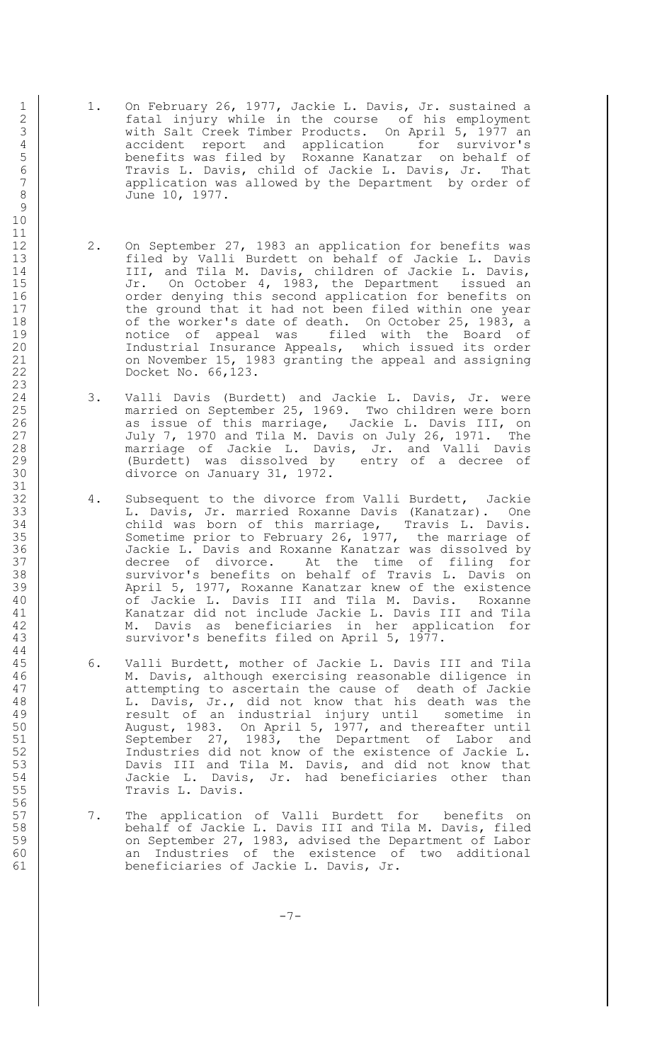1. On February 26, 1977, Jackie L. Davis, Jr. sustained a fatal injury while in the course of his employment with Salt Creek Timber Products. On April 5, 1977 an accident report and application for survivor's benefits was filed by Roxanne Kanatzar on behalf of Travis L. Davis, child of Jackie L. Davis, Jr. That application was allowed by the Department by order of June 10, 1977.

2. On September 27, 1983 an application for benefits was filed by Valli Burdett on behalf of Jackie L. Davis III, and Tila M. Davis, children of Jackie L. Davis, Jr. On October 4, 1983, the Department issued an order denying this second application for benefits on the ground that it had not been filed within one year of the worker's date of death. On October 25, 1983, a notice of appeal was filed with the Board of Industrial Insurance Appeals, which issued its order on November 15, 1983 granting the appeal and assigning Docket No. 66,123.

3. Valli Davis (Burdett) and Jackie L. Davis, Jr. were married on September 25, 1969. Two children were born as issue of this marriage, Jackie L. Davis III, on July 7, 1970 and Tila M. Davis on July 26, 1971. The marriage of Jackie L. Davis, Jr. and Valli Davis (Burdett) was dissolved by entry of a decree of divorce on January 31, 1972.

4. Subsequent to the divorce from Valli Burdett, Jackie L. Davis, Jr. married Roxanne Davis (Kanatzar). One child was born of this marriage, Travis L. Davis. Sometime prior to February 26, 1977, the marriage of Jackie L. Davis and Roxanne Kanatzar was dissolved by decree of divorce. At the time of filing for survivor's benefits on behalf of Travis L. Davis on April 5, 1977, Roxanne Kanatzar knew of the existence of Jackie L. Davis III and Tila M. Davis. Roxanne Kanatzar did not include Jackie L. Davis III and Tila M. Davis as beneficiaries in her application for survivor's benefits filed on April 5, 1977.

6. Valli Burdett, mother of Jackie L. Davis III and Tila M. Davis, although exercising reasonable diligence in attempting to ascertain the cause of death of Jackie L. Davis, Jr., did not know that his death was the result of an industrial injury until sometime in August, 1983. On April 5, 1977, and thereafter until September 27, 1983, the Department of Labor and Industries did not know of the existence of Jackie L. Davis III and Tila M. Davis, and did not know that Jackie L. Davis, Jr. had beneficiaries other than Travis L. Davis.

7. The application of Valli Burdett for benefits on behalf of Jackie L. Davis III and Tila M. Davis, filed on September 27, 1983, advised the Department of Labor an Industries of the existence of two additional beneficiaries of Jackie L. Davis, Jr.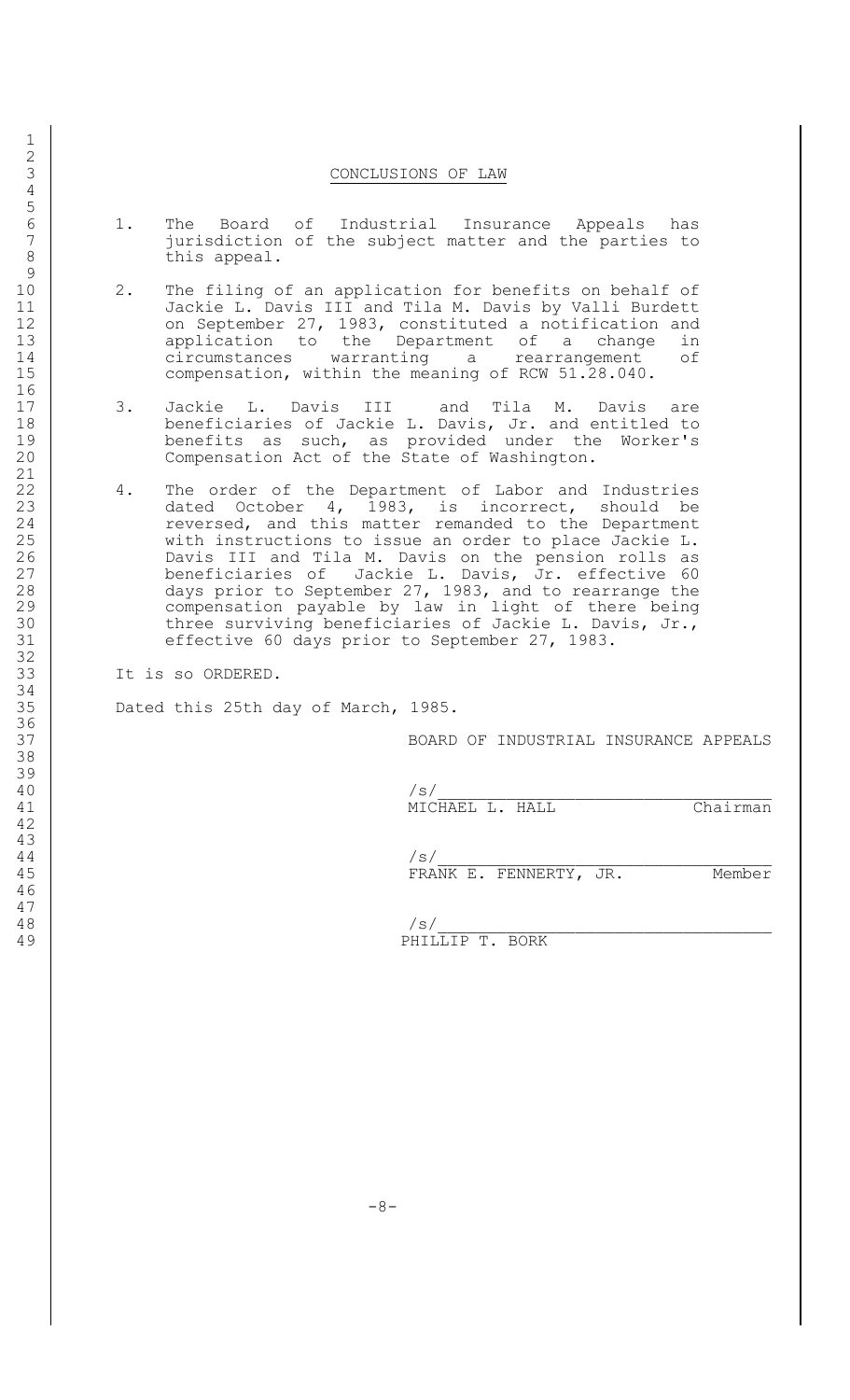## CONCLUSIONS OF LAW

1. The Board of Industrial Insurance Appeals has jurisdiction of the subject matter and the parties to this appeal.

2. The filing of an application for benefits on behalf of Jackie L. Davis III and Tila M. Davis by Valli Burdett on September 27, 1983, constituted a notification and application to the Department of a change in circumstances warranting a rearrangement of compensation, within the meaning of RCW 51.28.040.

3. Jackie L. Davis III and Tila M. Davis are beneficiaries of Jackie L. Davis, Jr. and entitled to benefits as such, as provided under the Worker's Compensation Act of the State of Washington.

4. The order of the Department of Labor and Industries dated October 4, 1983, is incorrect, should be reversed, and this matter remanded to the Department with instructions to issue an order to place Jackie L. Davis III and Tila M. Davis on the pension rolls as beneficiaries of Jackie L. Davis, Jr. effective 60 days prior to September 27, 1983, and to rearrange the compensation payable by law in light of there being three surviving beneficiaries of Jackie L. Davis, Jr., effective 60 days prior to September 27, 1983.

It is so ORDERED.

Dated this 25th day of March, 1985.

BOARD OF INDUSTRIAL INSURANCE APPEALS

/s/
MICHAEL L. HALL Chairman

/s/
FRANK E. FENNERTY, JR. Member

/s/
PHILLIP T. BORK